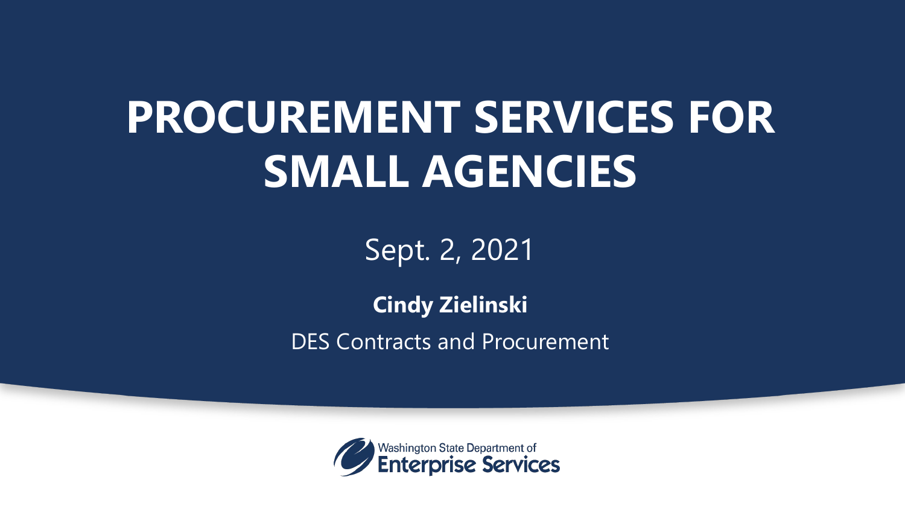# PROCUREMENT SERVICES FOR SMALL AGENCIES

Sept. 2, 2021

**Cindy Zielinski**

DES Contracts and Procurement

Washington State Department of Enterprise Services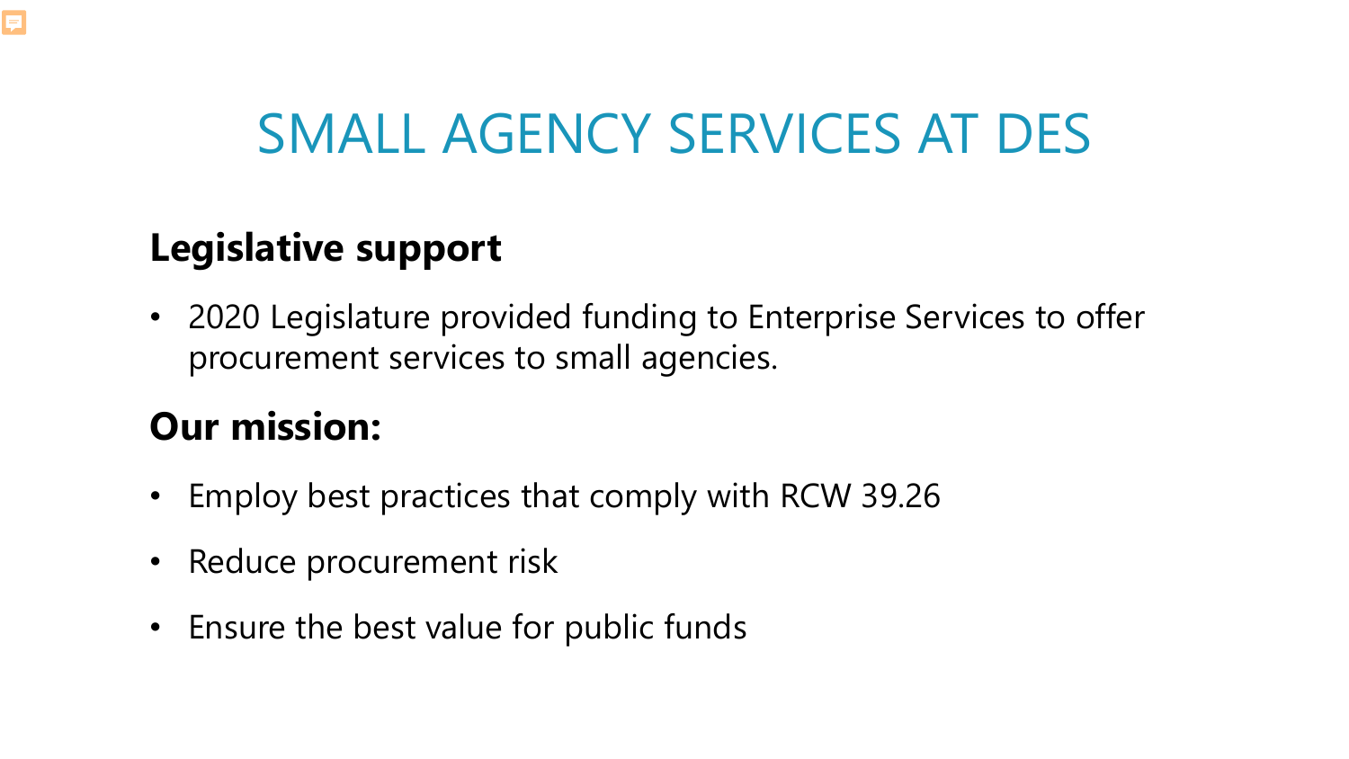# SMALL AGENCY SERVICES AT DES

## Legislative support

- 2020 Legislature provided funding to Enterprise Services to offer procurement services to small agencies.

## Our mission:

- Employ best practices that comply with RCW 39.26
- Reduce procurement risk
- Ensure the best value for public funds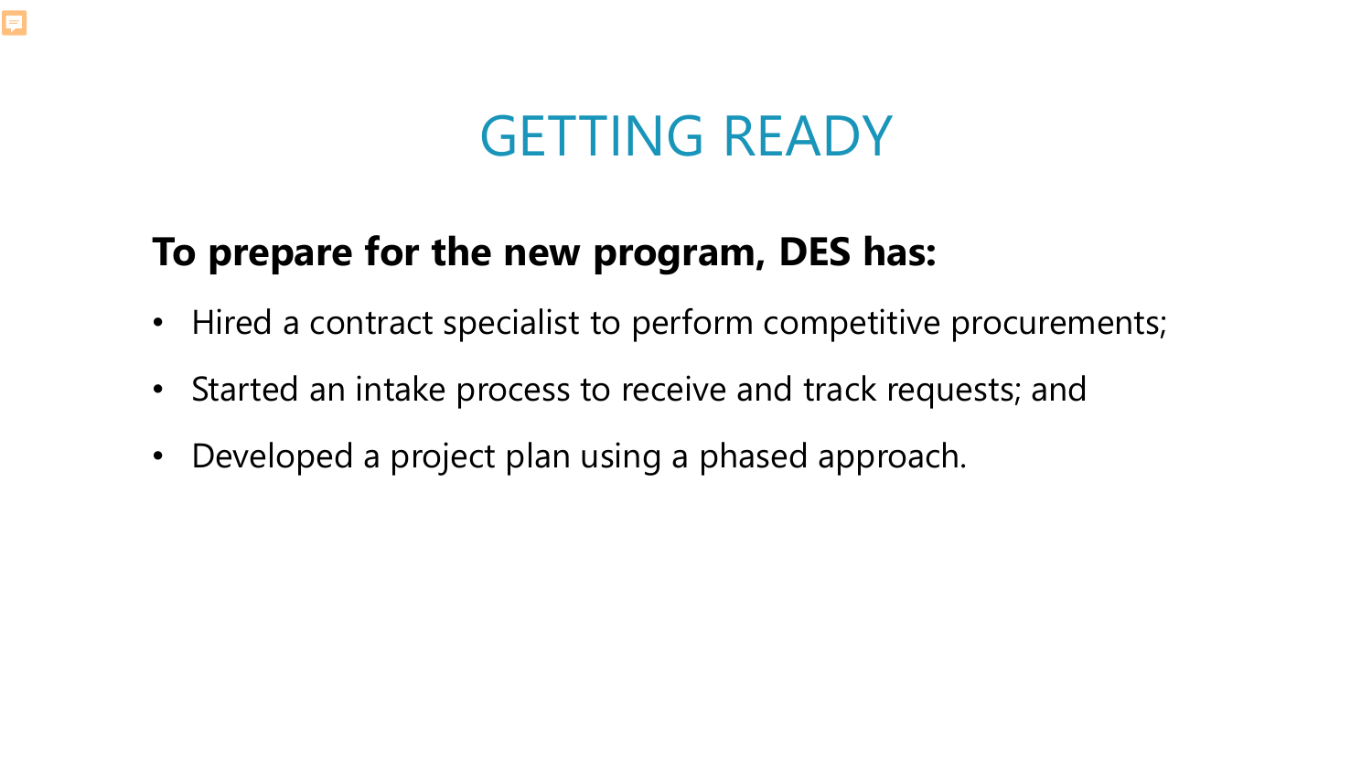# GETTING READY

**To prepare for the new program, DES has:**

- Hired a contract specialist to perform competitive procurements;
- Started an intake process to receive and track requests; and
- Developed a project plan using a phased approach.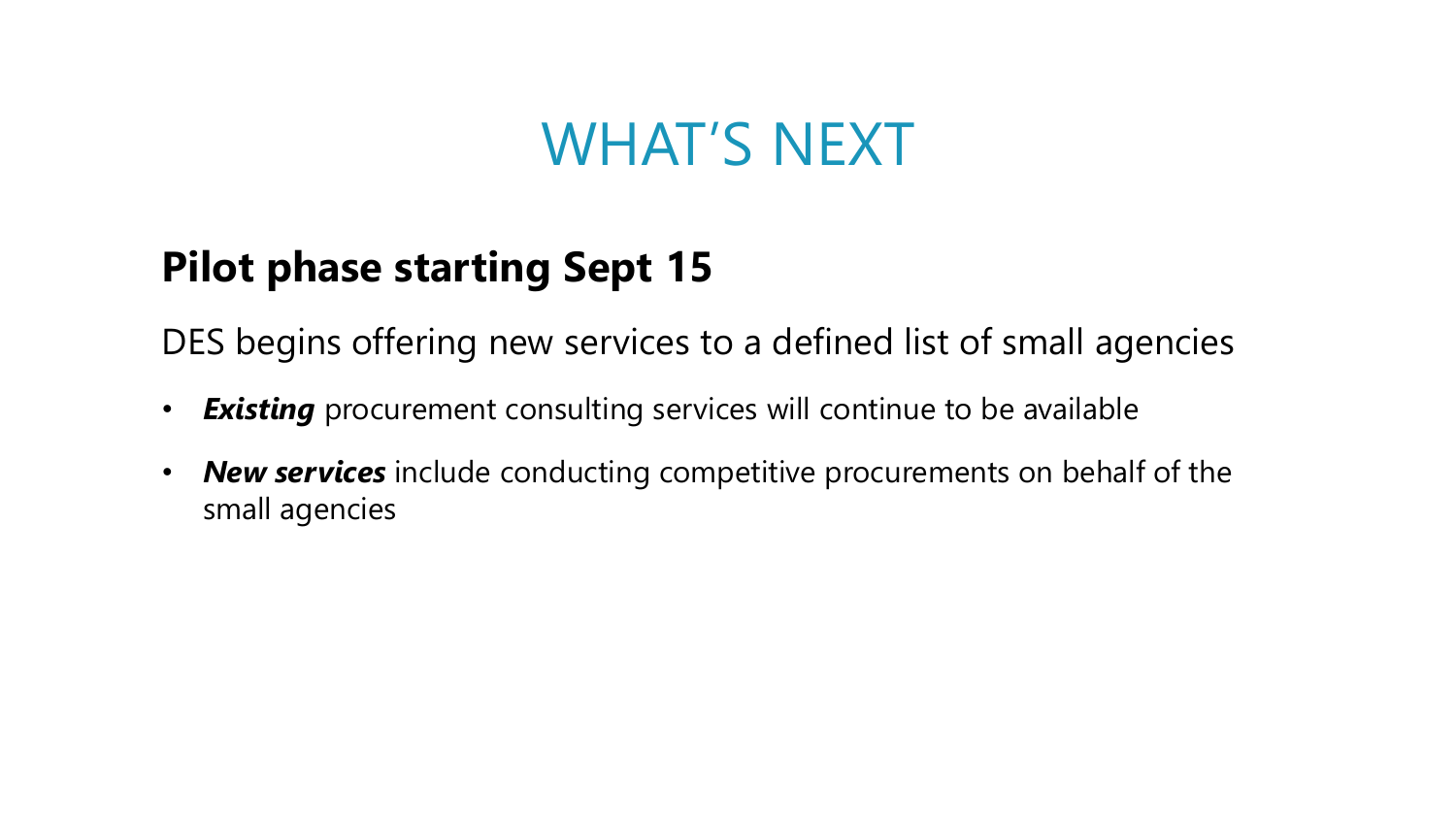# WHAT'S NEXT

## Pilot phase starting Sept 15

DES begins offering new services to a defined list of small agencies

- ***Existing*** procurement consulting services will continue to be available
- ***New services*** include conducting competitive procurements on behalf of the small agencies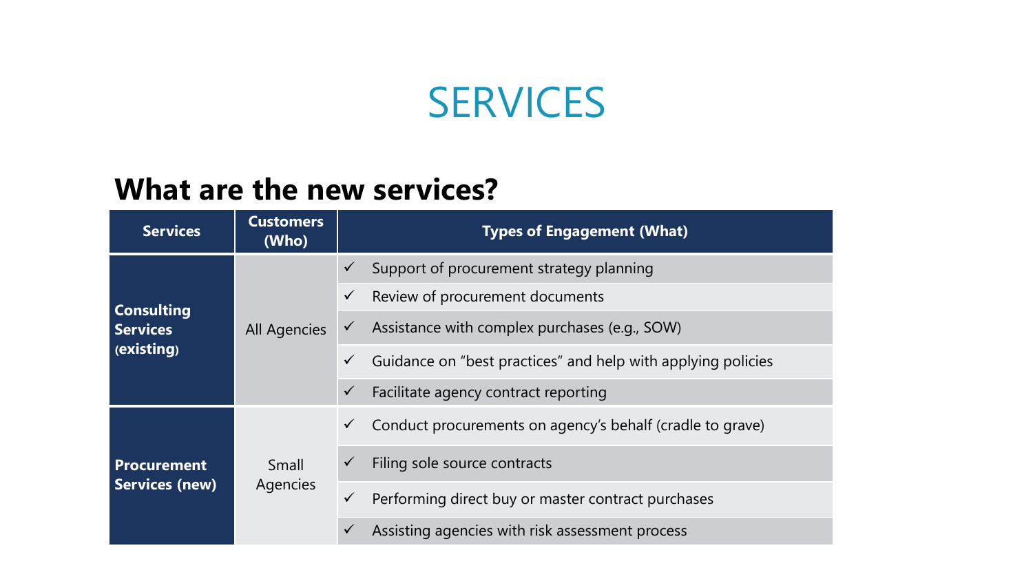# SERVICES

## What are the new services?

| Services | Customers (Who) | Types of Engagement (What) |
|---|---|---|
| **Consulting Services (existing)** | All Agencies | ✓ Support of procurement strategy planning |
| | | ✓ Review of procurement documents |
| | | ✓ Assistance with complex purchases (e.g., SOW) |
| | | ✓ Guidance on "best practices" and help with applying policies |
| | | ✓ Facilitate agency contract reporting |
| **Procurement Services (new)** | Small Agencies | ✓ Conduct procurements on agency's behalf (cradle to grave) |
| | | ✓ Filing sole source contracts |
| | | ✓ Performing direct buy or master contract purchases |
| | | ✓ Assisting agencies with risk assessment process |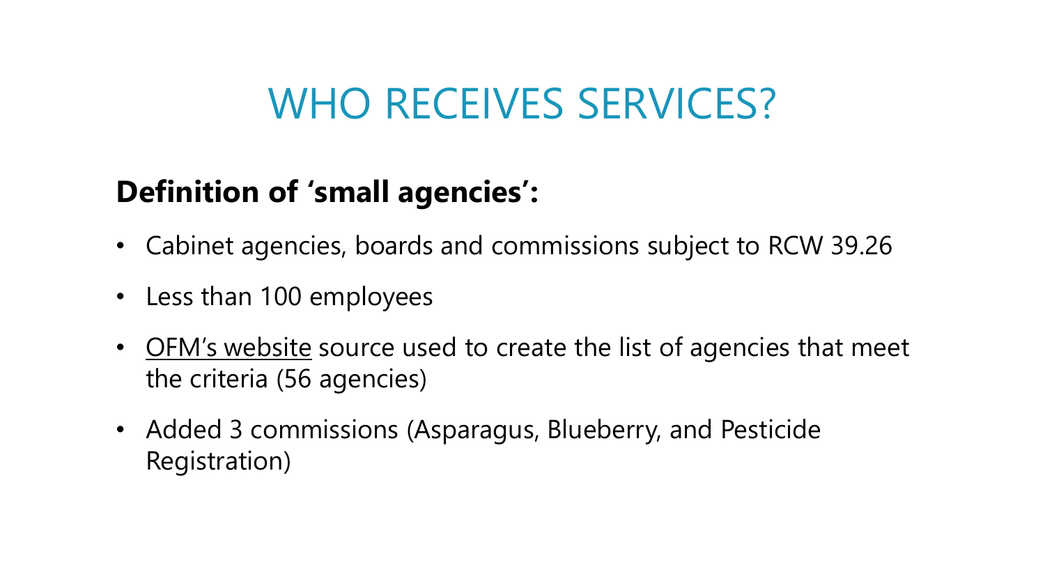# WHO RECEIVES SERVICES?

**Definition of 'small agencies':**

- Cabinet agencies, boards and commissions subject to RCW 39.26
- Less than 100 employees
- OFM's website source used to create the list of agencies that meet the criteria (56 agencies)
- Added 3 commissions (Asparagus, Blueberry, and Pesticide Registration)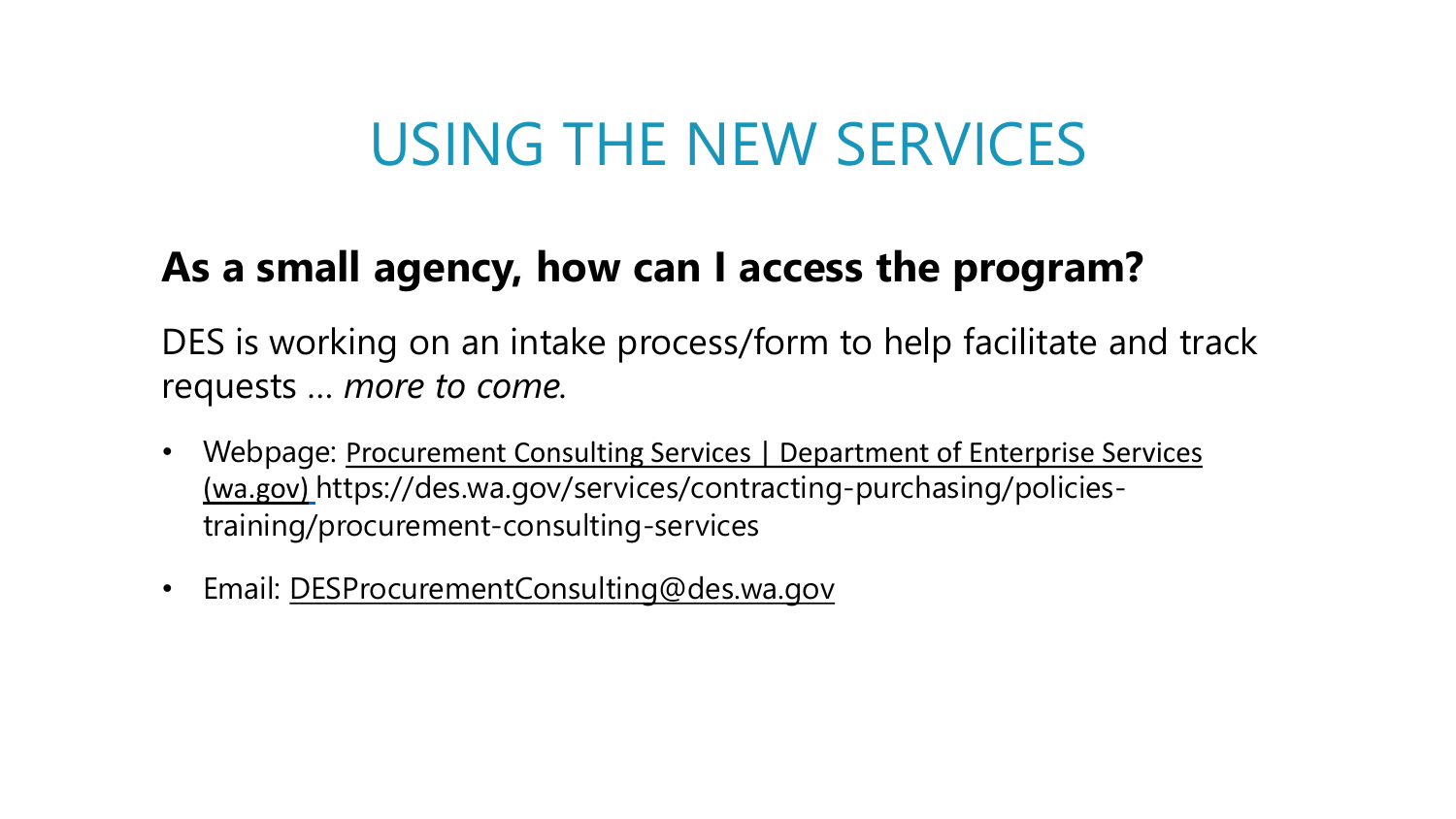# USING THE NEW SERVICES

## As a small agency, how can I access the program?

DES is working on an intake process/form to help facilitate and track requests … *more to come.*

- Webpage: Procurement Consulting Services | Department of Enterprise Services (wa.gov) https://des.wa.gov/services/contracting-purchasing/policies-training/procurement-consulting-services
- Email: DESProcurementConsulting@des.wa.gov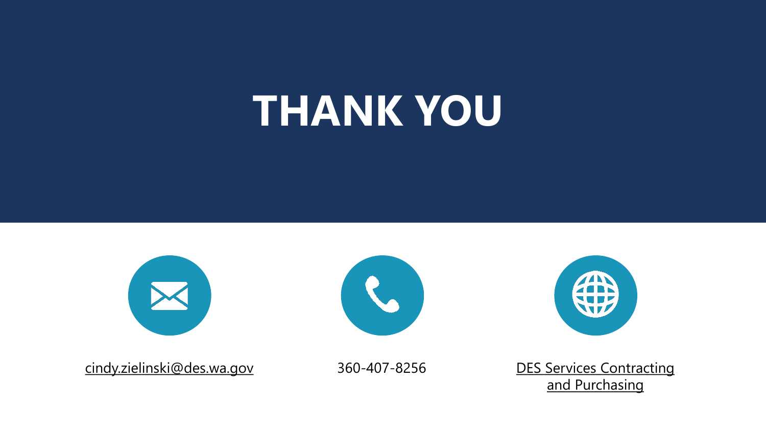# THANK YOU

cindy.zielinski@des.wa.gov

360-407-8256

DES Services Contracting and Purchasing